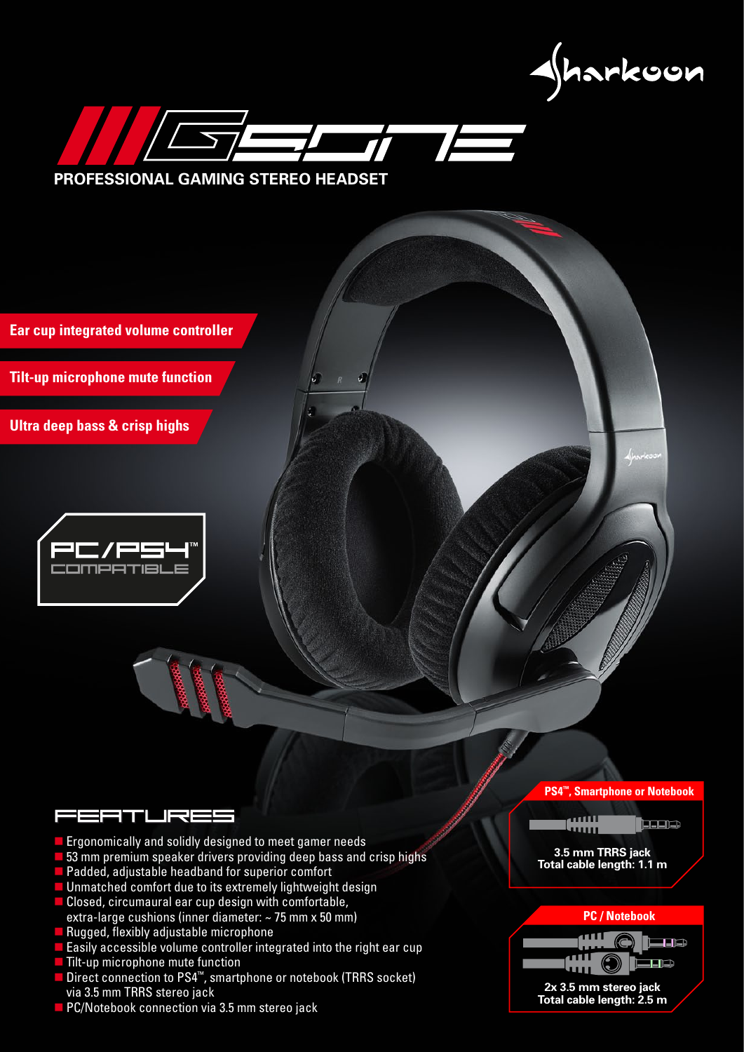Sharkoon

# SGONE

**PROFESSIONAL GAMING STEREO HEADSET**

**Ear cup integrated volume controller**

**Tilt-up microphone mute function**

**Ultra deep bass & crisp highs**

PC/PS4™ COMPATIBLE

## FEATURES

- Ergonomically and solidly designed to meet gamer needs
- 53 mm premium speaker drivers providing deep bass and crisp highs
- Padded, adjustable headband for superior comfort
- Unmatched comfort due to its extremely lightweight design
- Closed, circumaural ear cup design with comfortable, extra-large cushions (inner diameter: ~ 75 mm x 50 mm)
- Rugged, flexibly adjustable microphone
- Easily accessible volume controller integrated into the right ear cup
- Tilt-up microphone mute function
- Direct connection to PS4™, smartphone or notebook (TRRS socket) via 3.5 mm TRRS stereo jack
- PC/Notebook connection via 3.5 mm stereo jack

**PS4™, Smartphone or Notebook**

**3.5 mm TRRS jack**
**Total cable length: 1.1 m**

**PC / Notebook**

**2x 3.5 mm stereo jack**
**Total cable length: 2.5 m**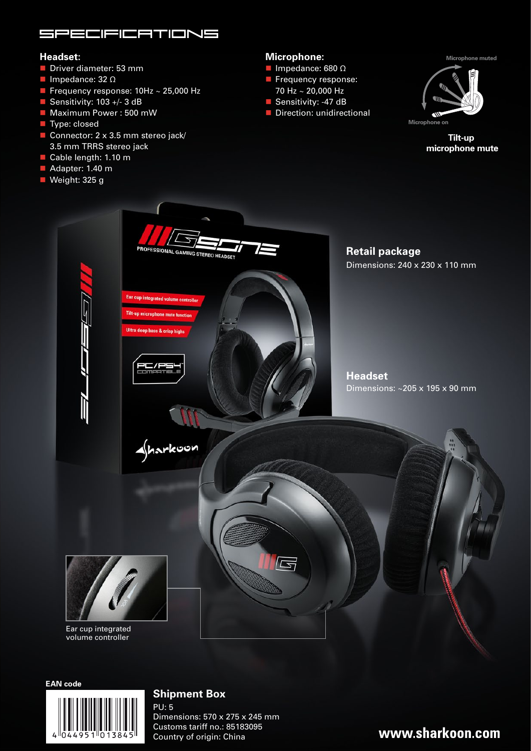# SPECIFICATIONS

**Headset:**

- Driver diameter: 53 mm
- Impedance: 32 Ω
- Frequency response: 10Hz ~ 25,000 Hz
- Sensitivity: 103 +/- 3 dB
- Maximum Power : 500 mW
- Type: closed
- Connector: 2 x 3.5 mm stereo jack/ 3.5 mm TRRS stereo jack
- Cable length: 1.10 m
- Adapter: 1.40 m
- Weight: 325 g

**Microphone:**

- Impedance: 680 Ω
- Frequency response: 70 Hz ~ 20,000 Hz
- Sensitivity: -47 dB
- Direction: unidirectional

Microphone muted

Microphone on

**Tilt-up microphone mute**

**Retail package**

Dimensions: 240 x 230 x 110 mm

**Headset**

Dimensions: ~205 x 195 x 90 mm

Ear cup integrated volume controller

**EAN code**

4 044951 013845

**Shipment Box**

PU: 5
Dimensions: 570 x 275 x 245 mm
Customs tariff no.: 85183095
Country of origin: China

www.sharkoon.com